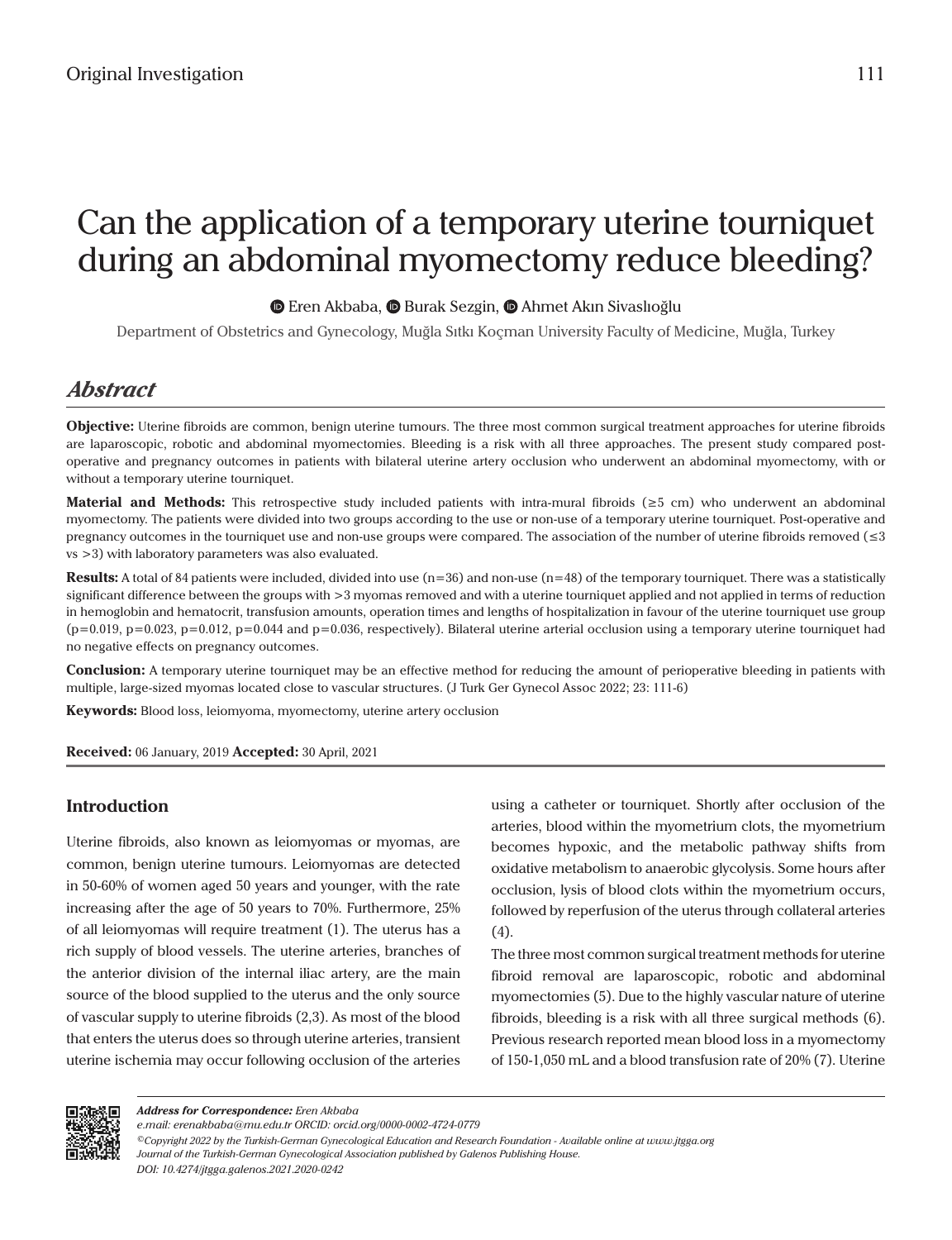Original Investigation

# Can the application of a temporary uterine tourniquet during an abdominal myomectomy reduce bleeding?

Eren Akbaba, Burak Sezgin, Ahmet Akın Sivaslıoğlu

Department of Obstetrics and Gynecology, Muğla Sıtkı Koçman University Faculty of Medicine, Muğla, Turkey

## *Abstract*

**Objective:** Uterine fibroids are common, benign uterine tumours. The three most common surgical treatment approaches for uterine fibroids are laparoscopic, robotic and abdominal myomectomies. Bleeding is a risk with all three approaches. The present study compared post-operative and pregnancy outcomes in patients with bilateral uterine artery occlusion who underwent an abdominal myomectomy, with or without a temporary uterine tourniquet.

**Material and Methods:** This retrospective study included patients with intra-mural fibroids (≥5 cm) who underwent an abdominal myomectomy. The patients were divided into two groups according to the use or non-use of a temporary uterine tourniquet. Post-operative and pregnancy outcomes in the tourniquet use and non-use groups were compared. The association of the number of uterine fibroids removed (≤3 vs >3) with laboratory parameters was also evaluated.

**Results:** A total of 84 patients were included, divided into use (n=36) and non-use (n=48) of the temporary tourniquet. There was a statistically significant difference between the groups with >3 myomas removed and with a uterine tourniquet applied and not applied in terms of reduction in hemoglobin and hematocrit, transfusion amounts, operation times and lengths of hospitalization in favour of the uterine tourniquet use group (p=0.019, p=0.023, p=0.012, p=0.044 and p=0.036, respectively). Bilateral uterine arterial occlusion using a temporary uterine tourniquet had no negative effects on pregnancy outcomes.

**Conclusion:** A temporary uterine tourniquet may be an effective method for reducing the amount of perioperative bleeding in patients with multiple, large-sized myomas located close to vascular structures. (J Turk Ger Gynecol Assoc 2022; 23: 111-6)

**Keywords:** Blood loss, leiomyoma, myomectomy, uterine artery occlusion

**Received:** 06 January, 2019 **Accepted:** 30 April, 2021

## Introduction

Uterine fibroids, also known as leiomyomas or myomas, are common, benign uterine tumours. Leiomyomas are detected in 50-60% of women aged 50 years and younger, with the rate increasing after the age of 50 years to 70%. Furthermore, 25% of all leiomyomas will require treatment (1). The uterus has a rich supply of blood vessels. The uterine arteries, branches of the anterior division of the internal iliac artery, are the main source of the blood supplied to the uterus and the only source of vascular supply to uterine fibroids (2,3). As most of the blood that enters the uterus does so through uterine arteries, transient uterine ischemia may occur following occlusion of the arteries using a catheter or tourniquet. Shortly after occlusion of the arteries, blood within the myometrium clots, the myometrium becomes hypoxic, and the metabolic pathway shifts from oxidative metabolism to anaerobic glycolysis. Some hours after occlusion, lysis of blood clots within the myometrium occurs, followed by reperfusion of the uterus through collateral arteries (4).

The three most common surgical treatment methods for uterine fibroid removal are laparoscopic, robotic and abdominal myomectomies (5). Due to the highly vascular nature of uterine fibroids, bleeding is a risk with all three surgical methods (6). Previous research reported mean blood loss in a myomectomy of 150-1,050 mL and a blood transfusion rate of 20% (7). Uterine

*Address for Correspondence: Eren Akbaba*
*e.mail: erenakbaba@mu.edu.tr ORCID: orcid.org/0000-0002-4724-0779*
*©Copyright 2022 by the Turkish-German Gynecological Education and Research Foundation - Available online at www.jtgga.org*
*Journal of the Turkish-German Gynecological Association published by Galenos Publishing House.*
*DOI: 10.4274/jtgga.galenos.2021.2020-0242*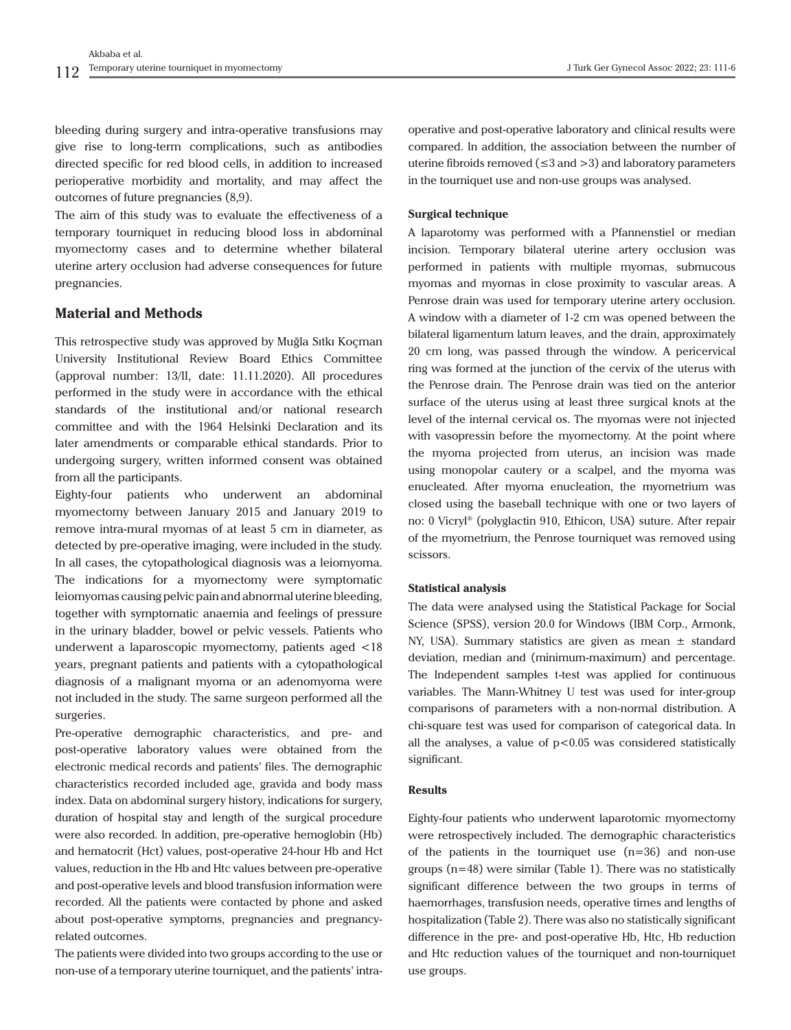bleeding during surgery and intra-operative transfusions may give rise to long-term complications, such as antibodies directed specific for red blood cells, in addition to increased perioperative morbidity and mortality, and may affect the outcomes of future pregnancies (8,9).

The aim of this study was to evaluate the effectiveness of a temporary tourniquet in reducing blood loss in abdominal myomectomy cases and to determine whether bilateral uterine artery occlusion had adverse consequences for future pregnancies.

## Material and Methods

This retrospective study was approved by Muğla Sıtkı Koçman University Institutional Review Board Ethics Committee (approval number: 13/II, date: 11.11.2020). All procedures performed in the study were in accordance with the ethical standards of the institutional and/or national research committee and with the 1964 Helsinki Declaration and its later amendments or comparable ethical standards. Prior to undergoing surgery, written informed consent was obtained from all the participants.

Eighty-four patients who underwent an abdominal myomectomy between January 2015 and January 2019 to remove intra-mural myomas of at least 5 cm in diameter, as detected by pre-operative imaging, were included in the study. In all cases, the cytopathological diagnosis was a leiomyoma. The indications for a myomectomy were symptomatic leiomyomas causing pelvic pain and abnormal uterine bleeding, together with symptomatic anaemia and feelings of pressure in the urinary bladder, bowel or pelvic vessels. Patients who underwent a laparoscopic myomectomy, patients aged <18 years, pregnant patients and patients with a cytopathological diagnosis of a malignant myoma or an adenomyoma were not included in the study. The same surgeon performed all the surgeries.

Pre-operative demographic characteristics, and pre- and post-operative laboratory values were obtained from the electronic medical records and patients' files. The demographic characteristics recorded included age, gravida and body mass index. Data on abdominal surgery history, indications for surgery, duration of hospital stay and length of the surgical procedure were also recorded. In addition, pre-operative hemoglobin (Hb) and hematocrit (Hct) values, post-operative 24-hour Hb and Hct values, reduction in the Hb and Htc values between pre-operative and post-operative levels and blood transfusion information were recorded. All the patients were contacted by phone and asked about post-operative symptoms, pregnancies and pregnancy-related outcomes.

The patients were divided into two groups according to the use or non-use of a temporary uterine tourniquet, and the patients' intra-operative and post-operative laboratory and clinical results were compared. In addition, the association between the number of uterine fibroids removed (≤3 and >3) and laboratory parameters in the tourniquet use and non-use groups was analysed.

**Surgical technique**

A laparotomy was performed with a Pfannenstiel or median incision. Temporary bilateral uterine artery occlusion was performed in patients with multiple myomas, submucous myomas and myomas in close proximity to vascular areas. A Penrose drain was used for temporary uterine artery occlusion. A window with a diameter of 1-2 cm was opened between the bilateral ligamentum latum leaves, and the drain, approximately 20 cm long, was passed through the window. A pericervical ring was formed at the junction of the cervix of the uterus with the Penrose drain. The Penrose drain was tied on the anterior surface of the uterus using at least three surgical knots at the level of the internal cervical os. The myomas were not injected with vasopressin before the myomectomy. At the point where the myoma projected from uterus, an incision was made using monopolar cautery or a scalpel, and the myoma was enucleated. After myoma enucleation, the myometrium was closed using the baseball technique with one or two layers of no: 0 Vicryl® (polyglactin 910, Ethicon, USA) suture. After repair of the myometrium, the Penrose tourniquet was removed using scissors.

**Statistical analysis**

The data were analysed using the Statistical Package for Social Science (SPSS), version 20.0 for Windows (IBM Corp., Armonk, NY, USA). Summary statistics are given as mean ± standard deviation, median and (minimum-maximum) and percentage. The Independent samples t-test was applied for continuous variables. The Mann-Whitney U test was used for inter-group comparisons of parameters with a non-normal distribution. A chi-square test was used for comparison of categorical data. In all the analyses, a value of $p<0.05$ was considered statistically significant.

**Results**

Eighty-four patients who underwent laparotomic myomectomy were retrospectively included. The demographic characteristics of the patients in the tourniquet use (n=36) and non-use groups (n=48) were similar (Table 1). There was no statistically significant difference between the two groups in terms of haemorrhages, transfusion needs, operative times and lengths of hospitalization (Table 2). There was also no statistically significant difference in the pre- and post-operative Hb, Htc, Hb reduction and Htc reduction values of the tourniquet and non-tourniquet use groups.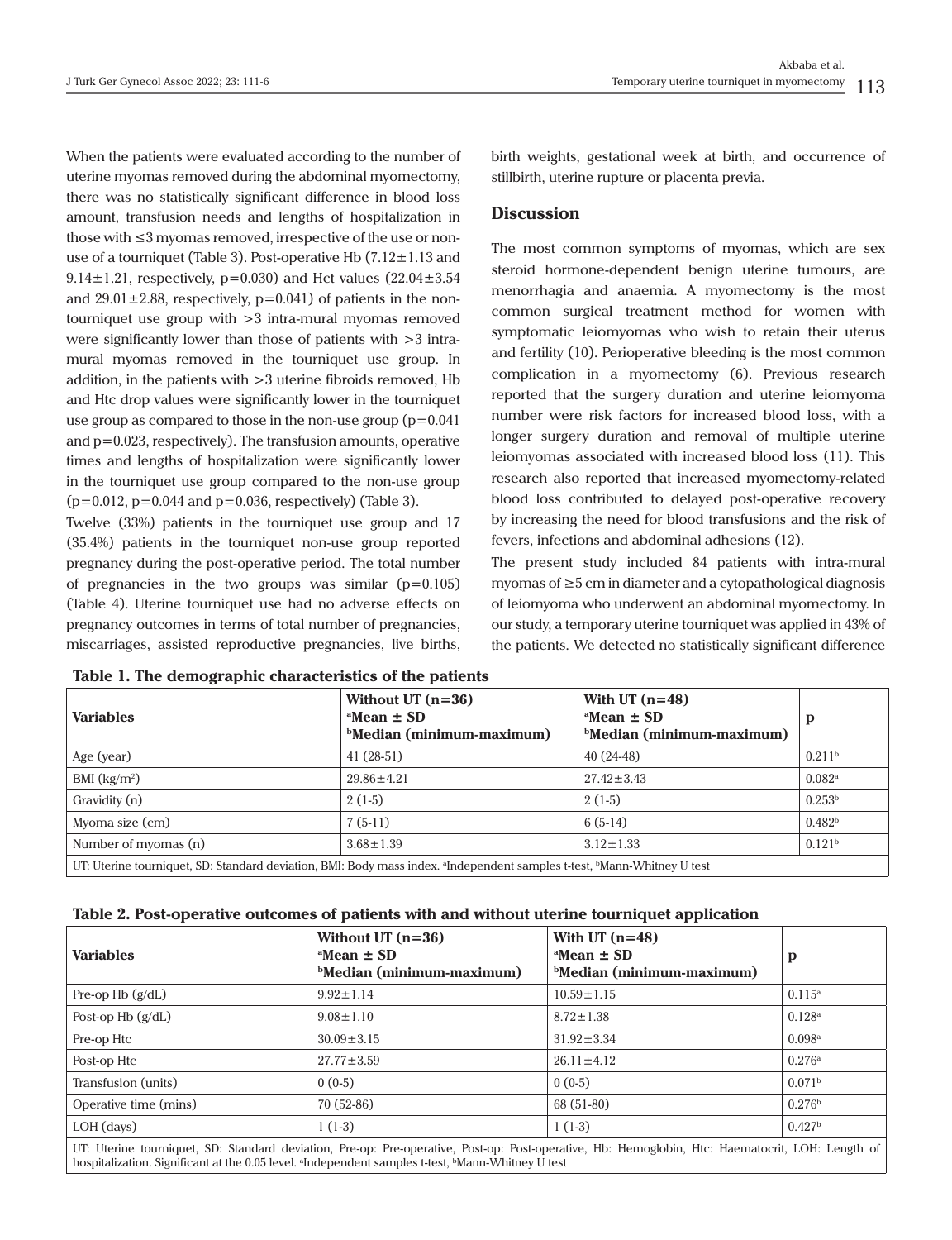When the patients were evaluated according to the number of uterine myomas removed during the abdominal myomectomy, there was no statistically significant difference in blood loss amount, transfusion needs and lengths of hospitalization in those with ≤3 myomas removed, irrespective of the use or non-use of a tourniquet (Table 3). Post-operative Hb (7.12±1.13 and 9.14±1.21, respectively, p=0.030) and Hct values (22.04±3.54 and 29.01±2.88, respectively, p=0.041) of patients in the non-tourniquet use group with >3 intra-mural myomas removed were significantly lower than those of patients with >3 intra-mural myomas removed in the tourniquet use group. In addition, in the patients with >3 uterine fibroids removed, Hb and Htc drop values were significantly lower in the tourniquet use group as compared to those in the non-use group (p=0.041 and p=0.023, respectively). The transfusion amounts, operative times and lengths of hospitalization were significantly lower in the tourniquet use group compared to the non-use group (p=0.012, p=0.044 and p=0.036, respectively) (Table 3).

Twelve (33%) patients in the tourniquet use group and 17 (35.4%) patients in the tourniquet non-use group reported pregnancy during the post-operative period. The total number of pregnancies in the two groups was similar (p=0.105) (Table 4). Uterine tourniquet use had no adverse effects on pregnancy outcomes in terms of total number of pregnancies, miscarriages, assisted reproductive pregnancies, live births, birth weights, gestational week at birth, and occurrence of stillbirth, uterine rupture or placenta previa.

## Discussion

The most common symptoms of myomas, which are sex steroid hormone-dependent benign uterine tumours, are menorrhagia and anaemia. A myomectomy is the most common surgical treatment method for women with symptomatic leiomyomas who wish to retain their uterus and fertility (10). Perioperative bleeding is the most common complication in a myomectomy (6). Previous research reported that the surgery duration and uterine leiomyoma number were risk factors for increased blood loss, with a longer surgery duration and removal of multiple uterine leiomyomas associated with increased blood loss (11). This research also reported that increased myomectomy-related blood loss contributed to delayed post-operative recovery by increasing the need for blood transfusions and the risk of fevers, infections and abdominal adhesions (12).

The present study included 84 patients with intra-mural myomas of ≥5 cm in diameter and a cytopathological diagnosis of leiomyoma who underwent an abdominal myomectomy. In our study, a temporary uterine tourniquet was applied in 43% of the patients. We detected no statistically significant difference

**Table 1. The demographic characteristics of the patients**

| Variables | Without UT (n=36)<br>[a]Mean ± SD<br>[b]Median (minimum-maximum) | With UT (n=48)<br>[a]Mean ± SD<br>[b]Median (minimum-maximum) | p |
|---|---|---|---|
| Age (year) | 41 (28-51) | 40 (24-48) | 0.211[b] |
| BMI (kg/m²) | 29.86±4.21 | 27.42±3.43 | 0.082[a] |
| Gravidity (n) | 2 (1-5) | 2 (1-5) | 0.253[b] |
| Myoma size (cm) | 7 (5-11) | 6 (5-14) | 0.482[b] |
| Number of myomas (n) | 3.68±1.39 | 3.12±1.33 | 0.121[b] |

UT: Uterine tourniquet, SD: Standard deviation, BMI: Body mass index. [a]Independent samples t-test, [b]Mann-Whitney U test

**Table 2. Post-operative outcomes of patients with and without uterine tourniquet application**

| Variables | Without UT (n=36)<br>[a]Mean ± SD<br>[b]Median (minimum-maximum) | With UT (n=48)<br>[a]Mean ± SD<br>[b]Median (minimum-maximum) | p |
|---|---|---|---|
| Pre-op Hb (g/dL) | 9.92±1.14 | 10.59±1.15 | 0.115[a] |
| Post-op Hb (g/dL) | 9.08±1.10 | 8.72±1.38 | 0.128[a] |
| Pre-op Htc | 30.09±3.15 | 31.92±3.34 | 0.098[a] |
| Post-op Htc | 27.77±3.59 | 26.11±4.12 | 0.276[a] |
| Transfusion (units) | 0 (0-5) | 0 (0-5) | 0.071[b] |
| Operative time (mins) | 70 (52-86) | 68 (51-80) | 0.276[b] |
| LOH (days) | 1 (1-3) | 1 (1-3) | 0.427[b] |

UT: Uterine tourniquet, SD: Standard deviation, Pre-op: Pre-operative, Post-op: Post-operative, Hb: Hemoglobin, Htc: Haematocrit, LOH: Length of hospitalization. Significant at the 0.05 level. [a]Independent samples t-test, [b]Mann-Whitney U test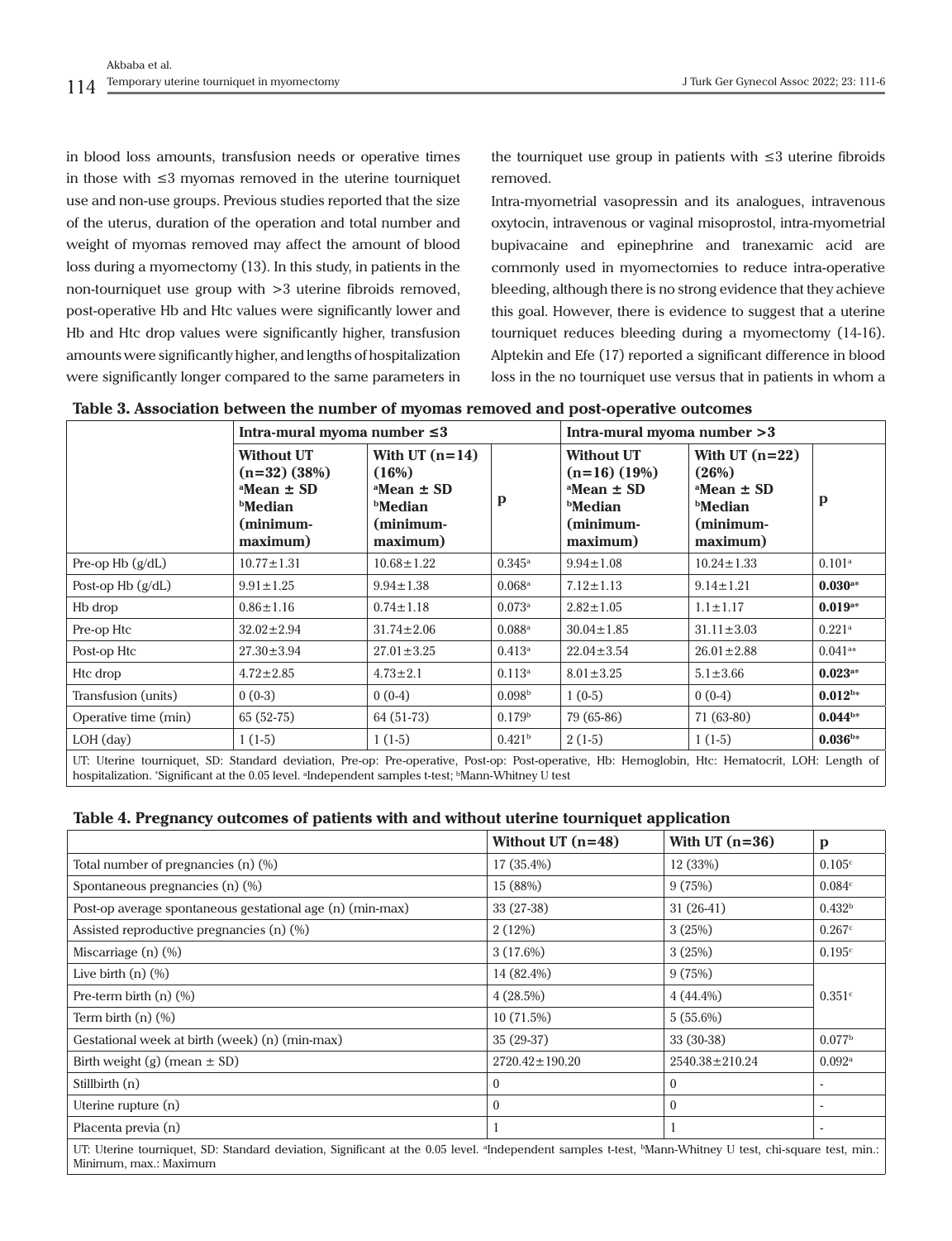in blood loss amounts, transfusion needs or operative times in those with ≤3 myomas removed in the uterine tourniquet use and non-use groups. Previous studies reported that the size of the uterus, duration of the operation and total number and weight of myomas removed may affect the amount of blood loss during a myomectomy (13). In this study, in patients in the non-tourniquet use group with >3 uterine fibroids removed, post-operative Hb and Htc values were significantly lower and Hb and Htc drop values were significantly higher, transfusion amounts were significantly higher, and lengths of hospitalization were significantly longer compared to the same parameters in the tourniquet use group in patients with ≤3 uterine fibroids removed.

Intra-myometrial vasopressin and its analogues, intravenous oxytocin, intravenous or vaginal misoprostol, intra-myometrial bupivacaine and epinephrine and tranexamic acid are commonly used in myomectomies to reduce intra-operative bleeding, although there is no strong evidence that they achieve this goal. However, there is evidence to suggest that a uterine tourniquet reduces bleeding during a myomectomy (14-16). Alptekin and Efe (17) reported a significant difference in blood loss in the no tourniquet use versus that in patients in whom a

**Table 3. Association between the number of myomas removed and post-operative outcomes**

| | Intra-mural myoma number ≤3 | | | Intra-mural myoma number >3 | | |
|---|---|---|---|---|---|---|
| | Without UT (n=32) (38%) [a]Mean ± SD [b]Median (minimum-maximum) | With UT (n=14) (16%) [a]Mean ± SD [b]Median (minimum-maximum) | p | Without UT (n=16) (19%) [a]Mean ± SD [b]Median (minimum-maximum) | With UT (n=22) (26%) [a]Mean ± SD [b]Median (minimum-maximum) | p |
| Pre-op Hb (g/dL) | 10.77±1.31 | 10.68±1.22 | 0.345[a] | 9.94±1.08 | 10.24±1.33 | 0.101[a] |
| Post-op Hb (g/dL) | 9.91±1.25 | 9.94±1.38 | 0.068[a] | 7.12±1.13 | 9.14±1.21 | **0.030[a*]** |
| Hb drop | 0.86±1.16 | 0.74±1.18 | 0.073[a] | 2.82±1.05 | 1.1±1.17 | **0.019[a*]** |
| Pre-op Htc | 32.02±2.94 | 31.74±2.06 | 0.088[a] | 30.04±1.85 | 31.11±3.03 | 0.221[a] |
| Post-op Htc | 27.30±3.94 | 27.01±3.25 | 0.413[a] | 22.04±3.54 | 26.01±2.88 | 0.041[a*] |
| Htc drop | 4.72±2.85 | 4.73±2.1 | 0.113[a] | 8.01±3.25 | 5.1±3.66 | **0.023[a*]** |
| Transfusion (units) | 0 (0-3) | 0 (0-4) | 0.098[b] | 1 (0-5) | 0 (0-4) | **0.012[b*]** |
| Operative time (min) | 65 (52-75) | 64 (51-73) | 0.179[b] | 79 (65-86) | 71 (63-80) | **0.044[b*]** |
| LOH (day) | 1 (1-5) | 1 (1-5) | 0.421[b] | 2 (1-5) | 1 (1-5) | **0.036[b*]** |

UT: Uterine tourniquet, SD: Standard deviation, Pre-op: Pre-operative, Post-op: Post-operative, Hb: Hemoglobin, Htc: Hematocrit, LOH: Length of hospitalization. *Significant at the 0.05 level. [a]Independent samples t-test; [b]Mann-Whitney U test

**Table 4. Pregnancy outcomes of patients with and without uterine tourniquet application**

| | Without UT (n=48) | With UT (n=36) | p |
|---|---|---|---|
| Total number of pregnancies (n) (%) | 17 (35.4%) | 12 (33%) | 0.105[c] |
| Spontaneous pregnancies (n) (%) | 15 (88%) | 9 (75%) | 0.084[c] |
| Post-op average spontaneous gestational age (n) (min-max) | 33 (27-38) | 31 (26-41) | 0.432[b] |
| Assisted reproductive pregnancies (n) (%) | 2 (12%) | 3 (25%) | 0.267[c] |
| Miscarriage (n) (%) | 3 (17.6%) | 3 (25%) | 0.195[c] |
| Live birth (n) (%) | 14 (82.4%) | 9 (75%) | 0.351[c] |
| Pre-term birth (n) (%) | 4 (28.5%) | 4 (44.4%) | |
| Term birth (n) (%) | 10 (71.5%) | 5 (55.6%) | |
| Gestational week at birth (week) (n) (min-max) | 35 (29-37) | 33 (30-38) | 0.077[b] |
| Birth weight (g) (mean ± SD) | 2720.42±190.20 | 2540.38±210.24 | 0.092[a] |
| Stillbirth (n) | 0 | 0 | - |
| Uterine rupture (n) | 0 | 0 | - |
| Placenta previa (n) | 1 | 1 | - |

UT: Uterine tourniquet, SD: Standard deviation, Significant at the 0.05 level. [a]Independent samples t-test, [b]Mann-Whitney U test, chi-square test, min.: Minimum, max.: Maximum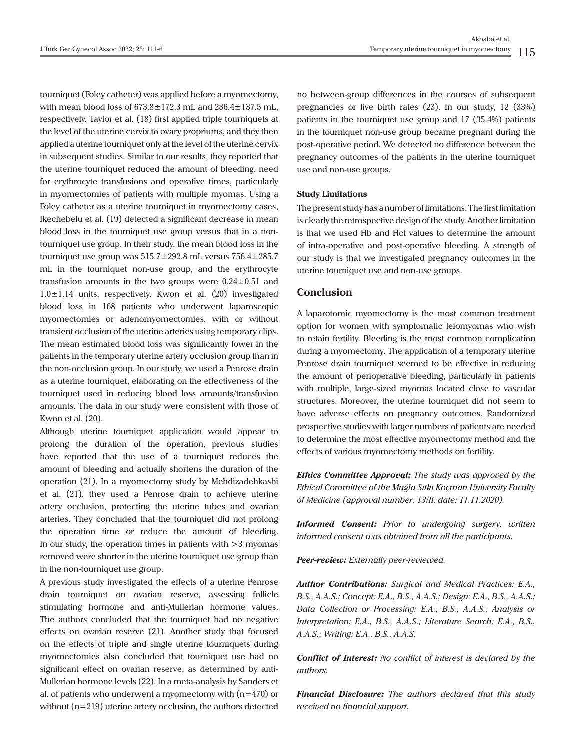tourniquet (Foley catheter) was applied before a myomectomy, with mean blood loss of 673.8±172.3 mL and 286.4±137.5 mL, respectively. Taylor et al. (18) first applied triple tourniquets at the level of the uterine cervix to ovary propriums, and they then applied a uterine tourniquet only at the level of the uterine cervix in subsequent studies. Similar to our results, they reported that the uterine tourniquet reduced the amount of bleeding, need for erythrocyte transfusions and operative times, particularly in myomectomies of patients with multiple myomas. Using a Foley catheter as a uterine tourniquet in myomectomy cases, Ikechebelu et al. (19) detected a significant decrease in mean blood loss in the tourniquet use group versus that in a non-tourniquet use group. In their study, the mean blood loss in the tourniquet use group was 515.7±292.8 mL versus 756.4±285.7 mL in the tourniquet non-use group, and the erythrocyte transfusion amounts in the two groups were 0.24±0.51 and 1.0±1.14 units, respectively. Kwon et al. (20) investigated blood loss in 168 patients who underwent laparoscopic myomectomies or adenomyomectomies, with or without transient occlusion of the uterine arteries using temporary clips. The mean estimated blood loss was significantly lower in the patients in the temporary uterine artery occlusion group than in the non-occlusion group. In our study, we used a Penrose drain as a uterine tourniquet, elaborating on the effectiveness of the tourniquet used in reducing blood loss amounts/transfusion amounts. The data in our study were consistent with those of Kwon et al. (20).

Although uterine tourniquet application would appear to prolong the duration of the operation, previous studies have reported that the use of a tourniquet reduces the amount of bleeding and actually shortens the duration of the operation (21). In a myomectomy study by Mehdizadehkashi et al. (21), they used a Penrose drain to achieve uterine artery occlusion, protecting the uterine tubes and ovarian arteries. They concluded that the tourniquet did not prolong the operation time or reduce the amount of bleeding. In our study, the operation times in patients with >3 myomas removed were shorter in the uterine tourniquet use group than in the non-tourniquet use group.

A previous study investigated the effects of a uterine Penrose drain tourniquet on ovarian reserve, assessing follicle stimulating hormone and anti-Mullerian hormone values. The authors concluded that the tourniquet had no negative effects on ovarian reserve (21). Another study that focused on the effects of triple and single uterine tourniquets during myomectomies also concluded that tourniquet use had no significant effect on ovarian reserve, as determined by anti-Mullerian hormone levels (22). In a meta-analysis by Sanders et al. of patients who underwent a myomectomy with (n=470) or without (n=219) uterine artery occlusion, the authors detected no between-group differences in the courses of subsequent pregnancies or live birth rates (23). In our study, 12 (33%) patients in the tourniquet use group and 17 (35.4%) patients in the tourniquet non-use group became pregnant during the post-operative period. We detected no difference between the pregnancy outcomes of the patients in the uterine tourniquet use and non-use groups.

### Study Limitations

The present study has a number of limitations. The first limitation is clearly the retrospective design of the study. Another limitation is that we used Hb and Hct values to determine the amount of intra-operative and post-operative bleeding. A strength of our study is that we investigated pregnancy outcomes in the uterine tourniquet use and non-use groups.

## Conclusion

A laparotomic myomectomy is the most common treatment option for women with symptomatic leiomyomas who wish to retain fertility. Bleeding is the most common complication during a myomectomy. The application of a temporary uterine Penrose drain tourniquet seemed to be effective in reducing the amount of perioperative bleeding, particularly in patients with multiple, large-sized myomas located close to vascular structures. Moreover, the uterine tourniquet did not seem to have adverse effects on pregnancy outcomes. Randomized prospective studies with larger numbers of patients are needed to determine the most effective myomectomy method and the effects of various myomectomy methods on fertility.

***Ethics Committee Approval:*** *The study was approved by the Ethical Committee of the Muğla Sıtkı Koçman University Faculty of Medicine (approval number: 13/II, date: 11.11.2020).*

***Informed Consent:*** *Prior to undergoing surgery, written informed consent was obtained from all the participants.*

***Peer-review:*** *Externally peer-reviewed.*

***Author Contributions:*** *Surgical and Medical Practices: E.A., B.S., A.A.S.; Concept: E.A., B.S., A.A.S.; Design: E.A., B.S., A.A.S.; Data Collection or Processing: E.A., B.S., A.A.S.; Analysis or Interpretation: E.A., B.S., A.A.S.; Literature Search: E.A., B.S., A.A.S.; Writing: E.A., B.S., A.A.S.*

***Conflict of Interest:*** *No conflict of interest is declared by the authors.*

***Financial Disclosure:*** *The authors declared that this study received no financial support.*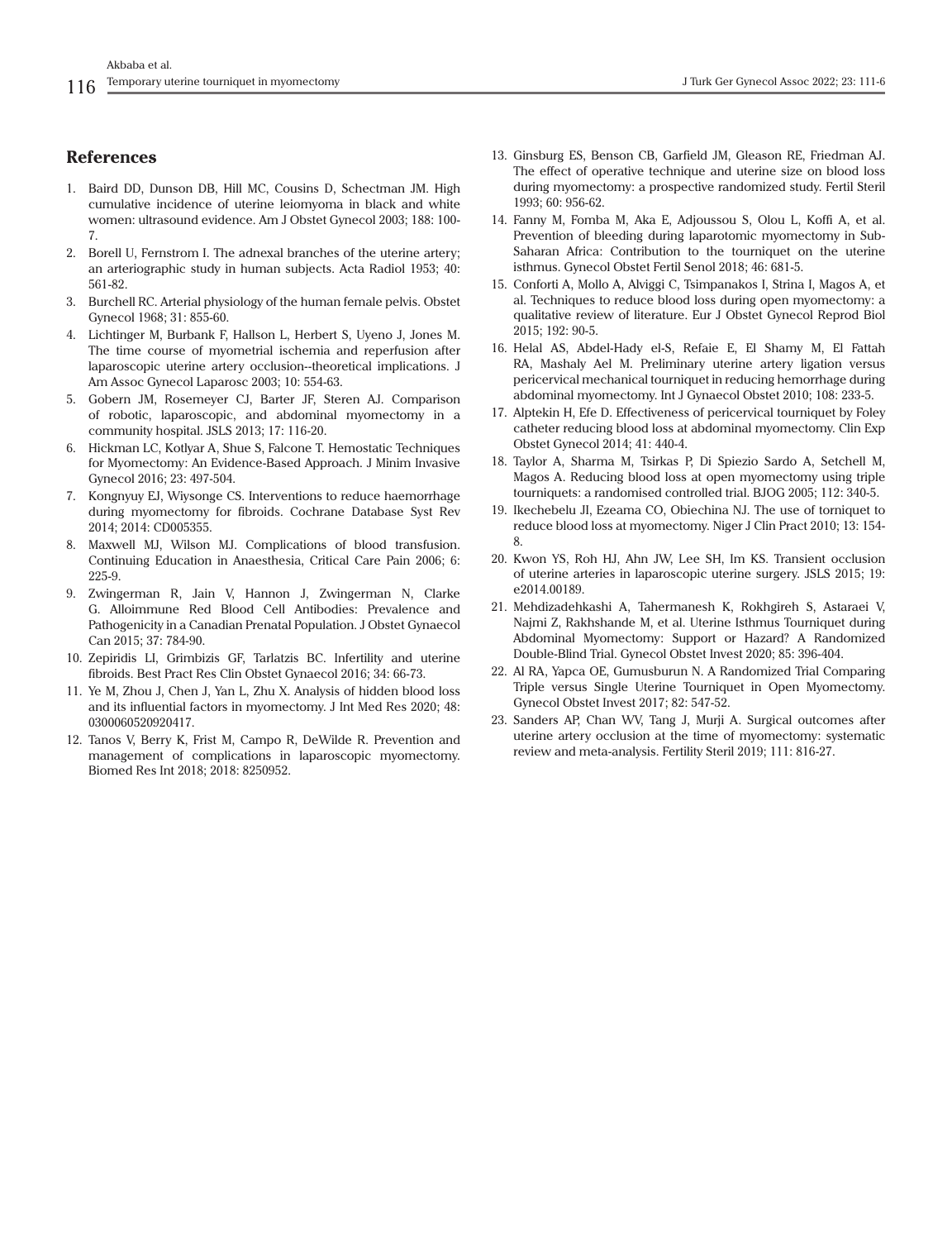## References

1. Baird DD, Dunson DB, Hill MC, Cousins D, Schectman JM. High cumulative incidence of uterine leiomyoma in black and white women: ultrasound evidence. Am J Obstet Gynecol 2003; 188: 100-7.
2. Borell U, Fernstrom I. The adnexal branches of the uterine artery; an arteriographic study in human subjects. Acta Radiol 1953; 40: 561-82.
3. Burchell RC. Arterial physiology of the human female pelvis. Obstet Gynecol 1968; 31: 855-60.
4. Lichtinger M, Burbank F, Hallson L, Herbert S, Uyeno J, Jones M. The time course of myometrial ischemia and reperfusion after laparoscopic uterine artery occlusion--theoretical implications. J Am Assoc Gynecol Laparosc 2003; 10: 554-63.
5. Gobern JM, Rosemeyer CJ, Barter JF, Steren AJ. Comparison of robotic, laparoscopic, and abdominal myomectomy in a community hospital. JSLS 2013; 17: 116-20.
6. Hickman LC, Kotlyar A, Shue S, Falcone T. Hemostatic Techniques for Myomectomy: An Evidence-Based Approach. J Minim Invasive Gynecol 2016; 23: 497-504.
7. Kongnyuy EJ, Wiysonge CS. Interventions to reduce haemorrhage during myomectomy for fibroids. Cochrane Database Syst Rev 2014; 2014: CD005355.
8. Maxwell MJ, Wilson MJ. Complications of blood transfusion. Continuing Education in Anaesthesia, Critical Care Pain 2006; 6: 225-9.
9. Zwingerman R, Jain V, Hannon J, Zwingerman N, Clarke G. Alloimmune Red Blood Cell Antibodies: Prevalence and Pathogenicity in a Canadian Prenatal Population. J Obstet Gynaecol Can 2015; 37: 784-90.
10. Zepiridis LI, Grimbizis GF, Tarlatzis BC. Infertility and uterine fibroids. Best Pract Res Clin Obstet Gynaecol 2016; 34: 66-73.
11. Ye M, Zhou J, Chen J, Yan L, Zhu X. Analysis of hidden blood loss and its influential factors in myomectomy. J Int Med Res 2020; 48: 0300060520920417.
12. Tanos V, Berry K, Frist M, Campo R, DeWilde R. Prevention and management of complications in laparoscopic myomectomy. Biomed Res Int 2018; 2018: 8250952.
13. Ginsburg ES, Benson CB, Garfield JM, Gleason RE, Friedman AJ. The effect of operative technique and uterine size on blood loss during myomectomy: a prospective randomized study. Fertil Steril 1993; 60: 956-62.
14. Fanny M, Fomba M, Aka E, Adjoussou S, Olou L, Koffi A, et al. Prevention of bleeding during laparotomic myomectomy in Sub-Saharan Africa: Contribution to the tourniquet on the uterine isthmus. Gynecol Obstet Fertil Senol 2018; 46: 681-5.
15. Conforti A, Mollo A, Alviggi C, Tsimpanakos I, Strina I, Magos A, et al. Techniques to reduce blood loss during open myomectomy: a qualitative review of literature. Eur J Obstet Gynecol Reprod Biol 2015; 192: 90-5.
16. Helal AS, Abdel-Hady el-S, Refaie E, El Shamy M, El Fattah RA, Mashaly Ael M. Preliminary uterine artery ligation versus pericervical mechanical tourniquet in reducing hemorrhage during abdominal myomectomy. Int J Gynaecol Obstet 2010; 108: 233-5.
17. Alptekin H, Efe D. Effectiveness of pericervical tourniquet by Foley catheter reducing blood loss at abdominal myomectomy. Clin Exp Obstet Gynecol 2014; 41: 440-4.
18. Taylor A, Sharma M, Tsirkas P, Di Spiezio Sardo A, Setchell M, Magos A. Reducing blood loss at open myomectomy using triple tourniquets: a randomised controlled trial. BJOG 2005; 112: 340-5.
19. Ikechebelu JI, Ezeama CO, Obiechina NJ. The use of torniquet to reduce blood loss at myomectomy. Niger J Clin Pract 2010; 13: 154-8.
20. Kwon YS, Roh HJ, Ahn JW, Lee SH, Im KS. Transient occlusion of uterine arteries in laparoscopic uterine surgery. JSLS 2015; 19: e2014.00189.
21. Mehdizadehkashi A, Tahermanesh K, Rokhgireh S, Astaraei V, Najmi Z, Rakhshande M, et al. Uterine Isthmus Tourniquet during Abdominal Myomectomy: Support or Hazard? A Randomized Double-Blind Trial. Gynecol Obstet Invest 2020; 85: 396-404.
22. Al RA, Yapca OE, Gumusburun N. A Randomized Trial Comparing Triple versus Single Uterine Tourniquet in Open Myomectomy. Gynecol Obstet Invest 2017; 82: 547-52.
23. Sanders AP, Chan WV, Tang J, Murji A. Surgical outcomes after uterine artery occlusion at the time of myomectomy: systematic review and meta-analysis. Fertility Steril 2019; 111: 816-27.